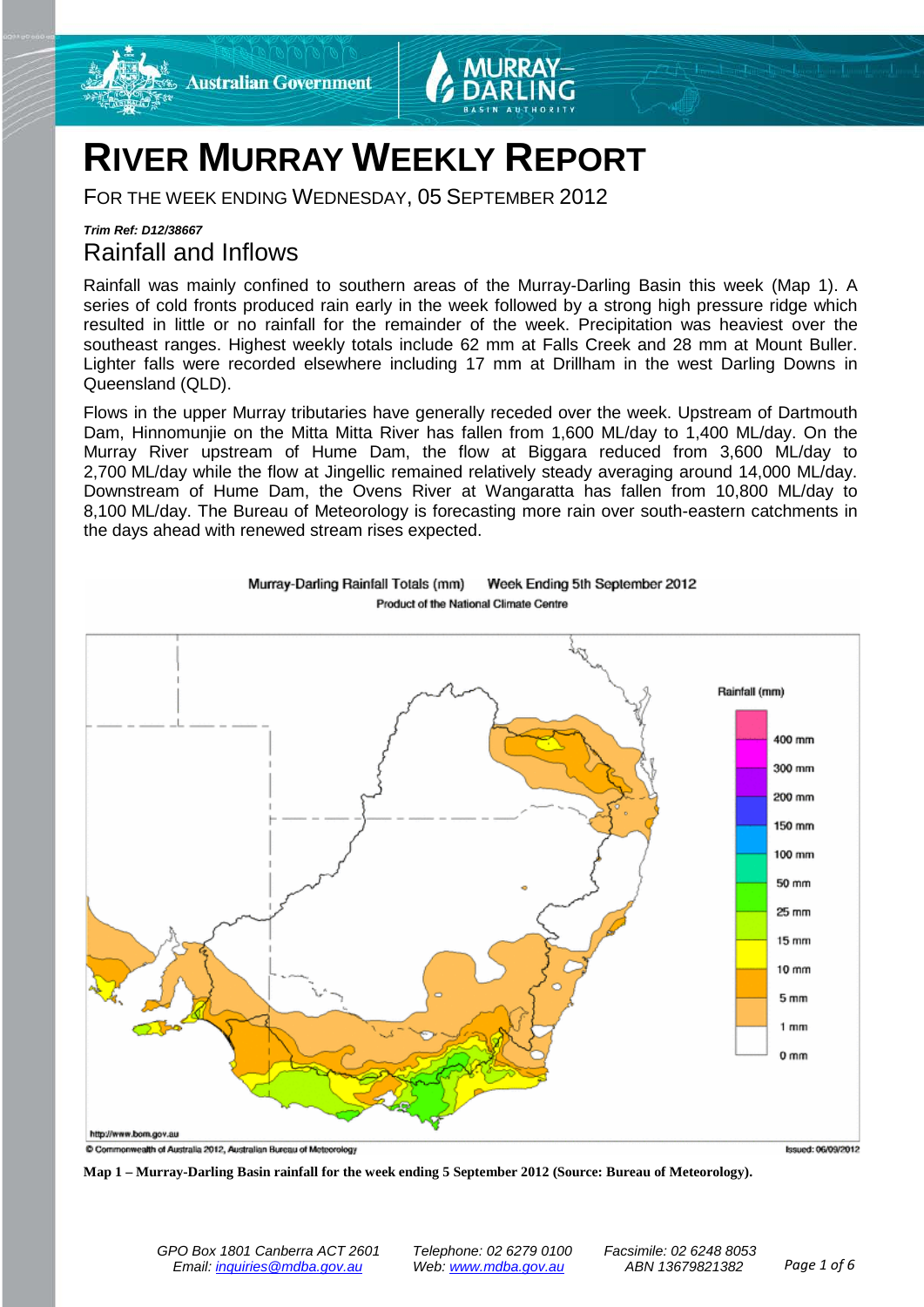# RIVER MURRAY WEEKLY REPORT

FOR THE WEEK ENDING WEDNESDAY, 05 SEPTEMBER 2012

***Trim Ref: D12/38667***

## Rainfall and Inflows

Rainfall was mainly confined to southern areas of the Murray-Darling Basin this week (Map 1). A series of cold fronts produced rain early in the week followed by a strong high pressure ridge which resulted in little or no rainfall for the remainder of the week. Precipitation was heaviest over the southeast ranges. Highest weekly totals include 62 mm at Falls Creek and 28 mm at Mount Buller. Lighter falls were recorded elsewhere including 17 mm at Drillham in the west Darling Downs in Queensland (QLD).

Flows in the upper Murray tributaries have generally receded over the week. Upstream of Dartmouth Dam, Hinnomunjie on the Mitta Mitta River has fallen from 1,600 ML/day to 1,400 ML/day. On the Murray River upstream of Hume Dam, the flow at Biggara reduced from 3,600 ML/day to 2,700 ML/day while the flow at Jingellic remained relatively steady averaging around 14,000 ML/day. Downstream of Hume Dam, the Ovens River at Wangaratta has fallen from 10,800 ML/day to 8,100 ML/day. The Bureau of Meteorology is forecasting more rain over south-eastern catchments in the days ahead with renewed stream rises expected.

**Map 1 – Murray-Darling Basin rainfall for the week ending 5 September 2012 (Source: Bureau of Meteorology).**

*GPO Box 1801 Canberra ACT 2601 Telephone: 02 6279 0100 Facsimile: 02 6248 8053*
*Email: inquiries@mdba.gov.au Web: www.mdba.gov.au ABN 13679821382*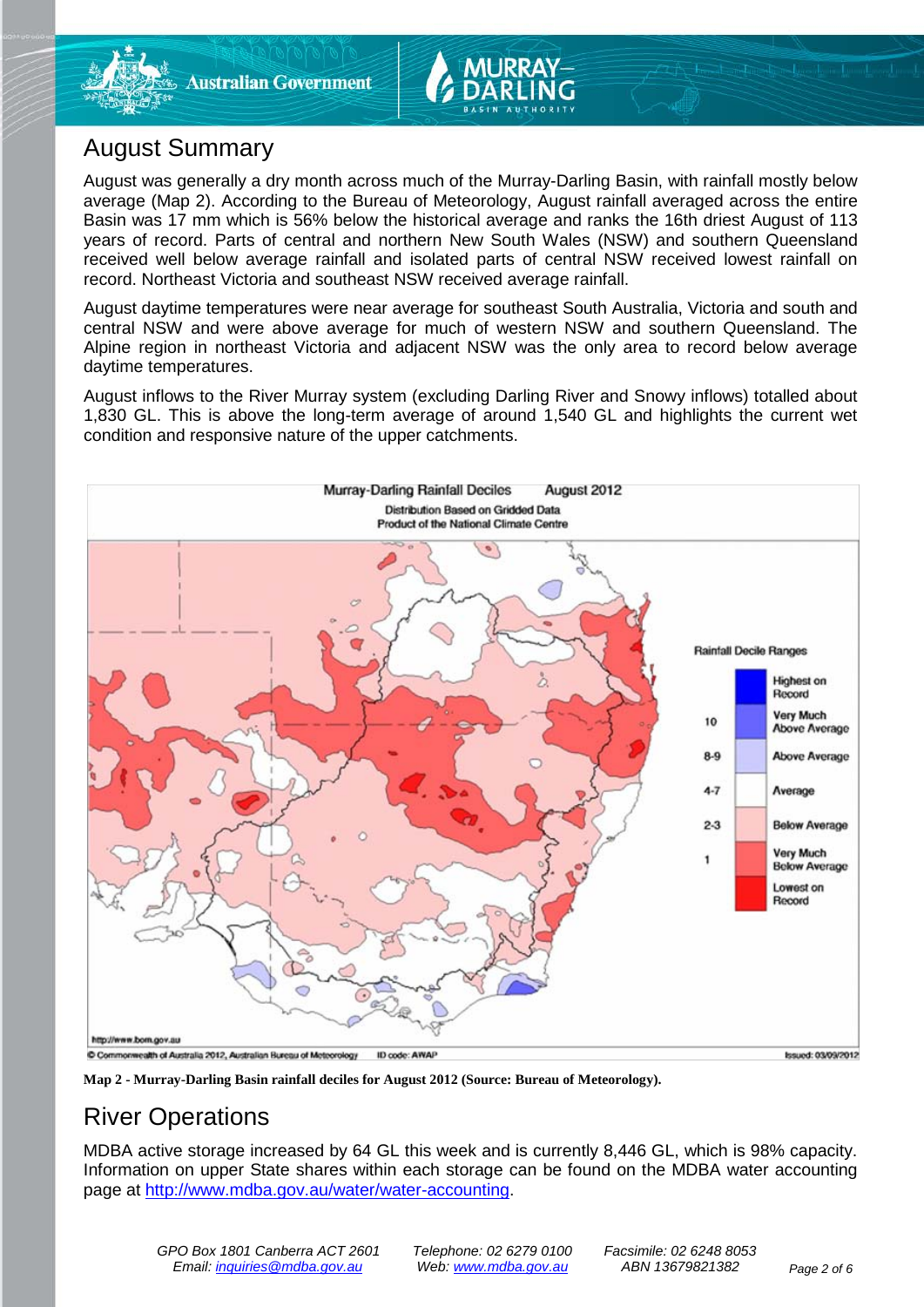## August Summary

August was generally a dry month across much of the Murray-Darling Basin, with rainfall mostly below average (Map 2). According to the Bureau of Meteorology, August rainfall averaged across the entire Basin was 17 mm which is 56% below the historical average and ranks the 16th driest August of 113 years of record. Parts of central and northern New South Wales (NSW) and southern Queensland received well below average rainfall and isolated parts of central NSW received lowest rainfall on record. Northeast Victoria and southeast NSW received average rainfall.

August daytime temperatures were near average for southeast South Australia, Victoria and south and central NSW and were above average for much of western NSW and southern Queensland. The Alpine region in northeast Victoria and adjacent NSW was the only area to record below average daytime temperatures.

August inflows to the River Murray system (excluding Darling River and Snowy inflows) totalled about 1,830 GL. This is above the long-term average of around 1,540 GL and highlights the current wet condition and responsive nature of the upper catchments.

**Map 2 - Murray-Darling Basin rainfall deciles for August 2012 (Source: Bureau of Meteorology).**

## River Operations

MDBA active storage increased by 64 GL this week and is currently 8,446 GL, which is 98% capacity. Information on upper State shares within each storage can be found on the MDBA water accounting page at http://www.mdba.gov.au/water/water-accounting.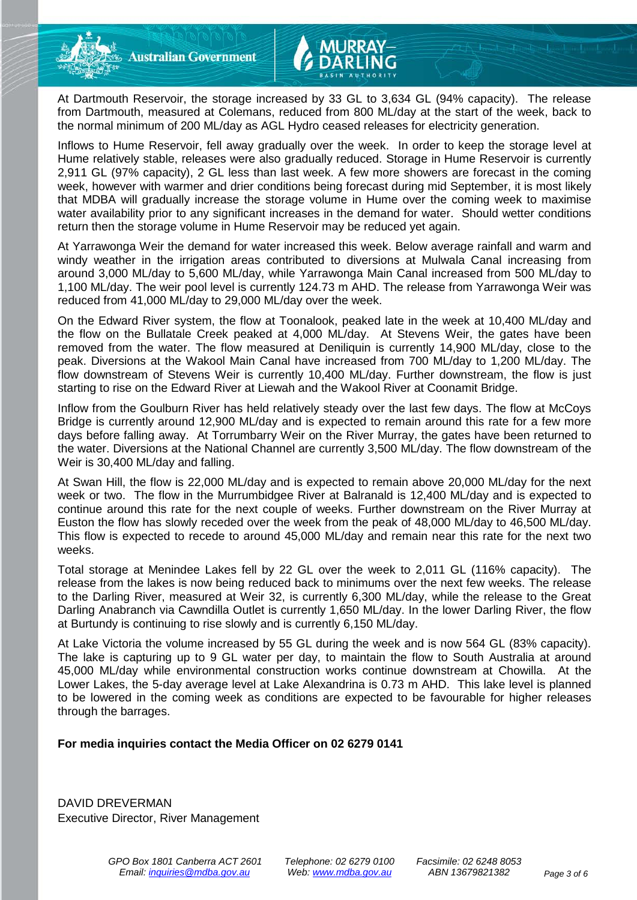At Dartmouth Reservoir, the storage increased by 33 GL to 3,634 GL (94% capacity). The release from Dartmouth, measured at Colemans, reduced from 800 ML/day at the start of the week, back to the normal minimum of 200 ML/day as AGL Hydro ceased releases for electricity generation.

Inflows to Hume Reservoir, fell away gradually over the week. In order to keep the storage level at Hume relatively stable, releases were also gradually reduced. Storage in Hume Reservoir is currently 2,911 GL (97% capacity), 2 GL less than last week. A few more showers are forecast in the coming week, however with warmer and drier conditions being forecast during mid September, it is most likely that MDBA will gradually increase the storage volume in Hume over the coming week to maximise water availability prior to any significant increases in the demand for water. Should wetter conditions return then the storage volume in Hume Reservoir may be reduced yet again.

At Yarrawonga Weir the demand for water increased this week. Below average rainfall and warm and windy weather in the irrigation areas contributed to diversions at Mulwala Canal increasing from around 3,000 ML/day to 5,600 ML/day, while Yarrawonga Main Canal increased from 500 ML/day to 1,100 ML/day. The weir pool level is currently 124.73 m AHD. The release from Yarrawonga Weir was reduced from 41,000 ML/day to 29,000 ML/day over the week.

On the Edward River system, the flow at Toonalook, peaked late in the week at 10,400 ML/day and the flow on the Bullatale Creek peaked at 4,000 ML/day. At Stevens Weir, the gates have been removed from the water. The flow measured at Deniliquin is currently 14,900 ML/day, close to the peak. Diversions at the Wakool Main Canal have increased from 700 ML/day to 1,200 ML/day. The flow downstream of Stevens Weir is currently 10,400 ML/day. Further downstream, the flow is just starting to rise on the Edward River at Liewah and the Wakool River at Coonamit Bridge.

Inflow from the Goulburn River has held relatively steady over the last few days. The flow at McCoys Bridge is currently around 12,900 ML/day and is expected to remain around this rate for a few more days before falling away. At Torrumbarry Weir on the River Murray, the gates have been returned to the water. Diversions at the National Channel are currently 3,500 ML/day. The flow downstream of the Weir is 30,400 ML/day and falling.

At Swan Hill, the flow is 22,000 ML/day and is expected to remain above 20,000 ML/day for the next week or two. The flow in the Murrumbidgee River at Balranald is 12,400 ML/day and is expected to continue around this rate for the next couple of weeks. Further downstream on the River Murray at Euston the flow has slowly receded over the week from the peak of 48,000 ML/day to 46,500 ML/day. This flow is expected to recede to around 45,000 ML/day and remain near this rate for the next two weeks.

Total storage at Menindee Lakes fell by 22 GL over the week to 2,011 GL (116% capacity). The release from the lakes is now being reduced back to minimums over the next few weeks. The release to the Darling River, measured at Weir 32, is currently 6,300 ML/day, while the release to the Great Darling Anabranch via Cawndilla Outlet is currently 1,650 ML/day. In the lower Darling River, the flow at Burtundy is continuing to rise slowly and is currently 6,150 ML/day.

At Lake Victoria the volume increased by 55 GL during the week and is now 564 GL (83% capacity). The lake is capturing up to 9 GL water per day, to maintain the flow to South Australia at around 45,000 ML/day while environmental construction works continue downstream at Chowilla. At the Lower Lakes, the 5-day average level at Lake Alexandrina is 0.73 m AHD. This lake level is planned to be lowered in the coming week as conditions are expected to be favourable for higher releases through the barrages.

**For media inquiries contact the Media Officer on 02 6279 0141**

DAVID DREVERMAN
Executive Director, River Management

*GPO Box 1801 Canberra ACT 2601*
*Email: inquiries@mdba.gov.au*
*Telephone: 02 6279 0100*
*Web: www.mdba.gov.au*
*Facsimile: 02 6248 8053*
*ABN 13679821382*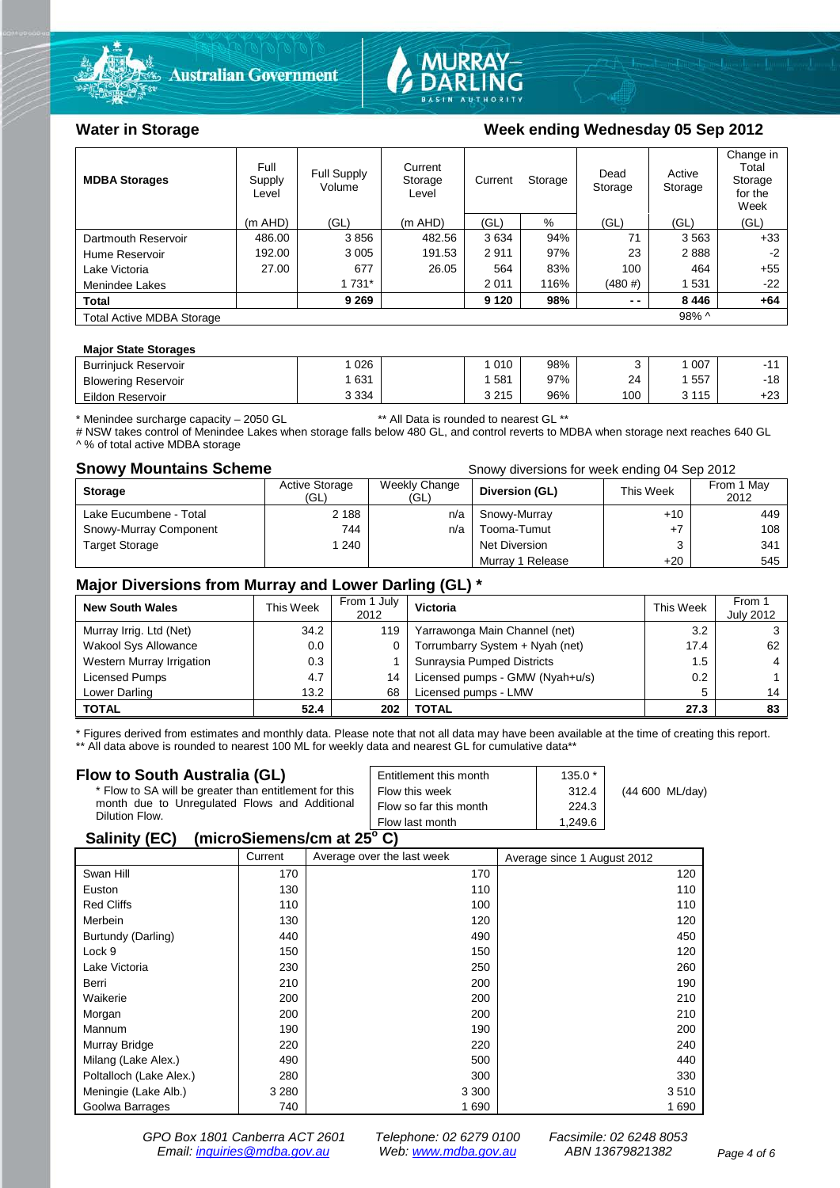## Water in Storage

## Week ending Wednesday 05 Sep 2012

| MDBA Storages | Full Supply Level | Full Supply Volume | Current Storage Level | Current Storage | | Dead Storage | Active Storage | Change in Total Storage for the Week |
|---|---|---|---|---|---|---|---|---|
| | (m AHD) | (GL) | (m AHD) | (GL) | % | (GL) | (GL) | (GL) |
| Dartmouth Reservoir | 486.00 | 3 856 | 482.56 | 3 634 | 94% | 71 | 3 563 | +33 |
| Hume Reservoir | 192.00 | 3 005 | 191.53 | 2 911 | 97% | 23 | 2 888 | -2 |
| Lake Victoria | 27.00 | 677 | 26.05 | 564 | 83% | 100 | 464 | +55 |
| Menindee Lakes | | 1 731* | | 2 011 | 116% | (480 #) | 1 531 | -22 |
| **Total** | | **9 269** | | **9 120** | **98%** | **- -** | **8 446** | **+64** |
| Total Active MDBA Storage | | | | | | | 98% ^ | |

**Major State Storages**

| | | | | | | | |
|---|---|---|---|---|---|---|---|
| Burrinjuck Reservoir | 1 026 | | 1 010 | 98% | 3 | 1 007 | -11 |
| Blowering Reservoir | 1 631 | | 1 581 | 97% | 24 | 1 557 | -18 |
| Eildon Reservoir | 3 334 | | 3 215 | 96% | 100 | 3 115 | +23 |

\* Menindee surcharge capacity – 2050 GL ** All Data is rounded to nearest GL **
# NSW takes control of Menindee Lakes when storage falls below 480 GL, and control reverts to MDBA when storage next reaches 640 GL
^ % of total active MDBA storage

## Snowy Mountains Scheme

Snowy diversions for week ending 04 Sep 2012

| Storage | Active Storage (GL) | Weekly Change (GL) | Diversion (GL) | This Week | From 1 May 2012 |
|---|---|---|---|---|---|
| Lake Eucumbene - Total | 2 188 | n/a | Snowy-Murray | +10 | 449 |
| Snowy-Murray Component | 744 | n/a | Tooma-Tumut | +7 | 108 |
| Target Storage | 1 240 | | Net Diversion | 3 | 341 |
| | | | Murray 1 Release | +20 | 545 |

## Major Diversions from Murray and Lower Darling (GL) *

| New South Wales | This Week | From 1 July 2012 | Victoria | This Week | From 1 July 2012 |
|---|---|---|---|---|---|
| Murray Irrig. Ltd (Net) | 34.2 | 119 | Yarrawonga Main Channel (net) | 3.2 | 3 |
| Wakool Sys Allowance | 0.0 | 0 | Torrumbarry System + Nyah (net) | 17.4 | 62 |
| Western Murray Irrigation | 0.3 | 1 | Sunraysia Pumped Districts | 1.5 | 4 |
| Licensed Pumps | 4.7 | 14 | Licensed pumps - GMW (Nyah+u/s) | 0.2 | 1 |
| Lower Darling | 13.2 | 68 | Licensed pumps - LMW | 5 | 14 |
| **TOTAL** | **52.4** | **202** | **TOTAL** | **27.3** | **83** |

\* Figures derived from estimates and monthly data. Please note that not all data may have been available at the time of creating this report.
** All data above is rounded to nearest 100 ML for weekly data and nearest GL for cumulative data**

## Flow to South Australia (GL)

\* Flow to SA will be greater than entitlement for this month due to Unregulated Flows and Additional Dilution Flow.

| | | |
|---|---|---|
| Entitlement this month | 135.0 * | |
| Flow this week | 312.4 | (44 600 ML/day) |
| Flow so far this month | 224.3 | |
| Flow last month | 1,249.6 | |

## Salinity (EC) (microSiemens/cm at 25° C)

| | Current | Average over the last week | Average since 1 August 2012 |
|---|---|---|---|
| Swan Hill | 170 | 170 | 120 |
| Euston | 130 | 110 | 110 |
| Red Cliffs | 110 | 100 | 110 |
| Merbein | 130 | 120 | 120 |
| Burtundy (Darling) | 440 | 490 | 450 |
| Lock 9 | 150 | 150 | 120 |
| Lake Victoria | 230 | 250 | 260 |
| Berri | 210 | 200 | 190 |
| Waikerie | 200 | 200 | 210 |
| Morgan | 200 | 200 | 210 |
| Mannum | 190 | 190 | 200 |
| Murray Bridge | 220 | 220 | 240 |
| Milang (Lake Alex.) | 490 | 500 | 440 |
| Poltalloch (Lake Alex.) | 280 | 300 | 330 |
| Meningie (Lake Alb.) | 3 280 | 3 300 | 3 510 |
| Goolwa Barrages | 740 | 1 690 | 1 690 |

GPO Box 1801 Canberra ACT 2601 Telephone: 02 6279 0100 Facsimile: 02 6248 8053
Email: inquiries@mdba.gov.au Web: www.mdba.gov.au ABN 13679821382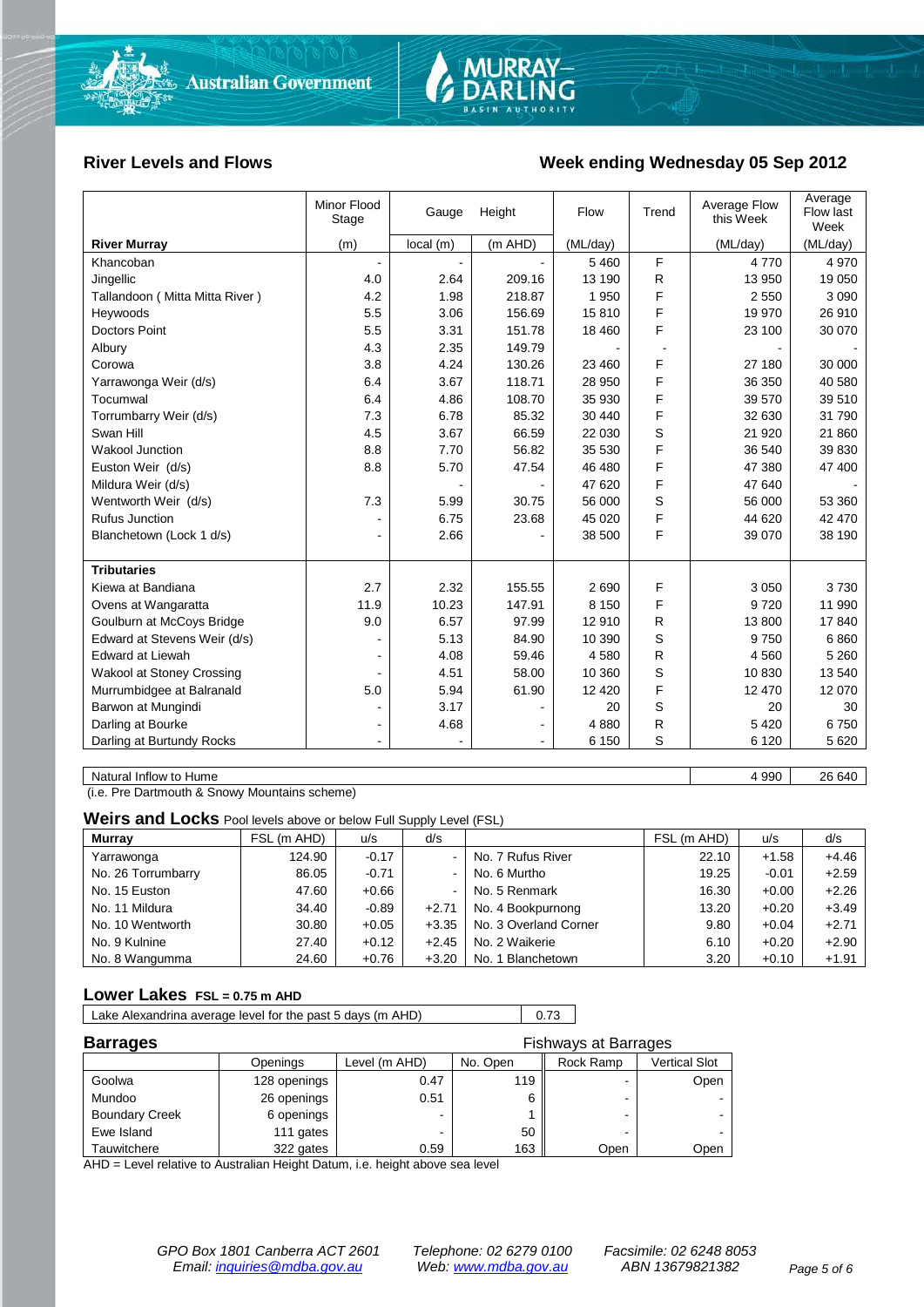## River Levels and Flows

## Week ending Wednesday 05 Sep 2012

| River Murray | Minor Flood Stage (m) | Gauge Height local (m) | Height (m AHD) | Flow (ML/day) | Trend | Average Flow this Week (ML/day) | Average Flow last Week (ML/day) |
|---|---|---|---|---|---|---|---|
| Khancoban | - | - | - | 5 460 | F | 4 770 | 4 970 |
| Jingellic | 4.0 | 2.64 | 209.16 | 13 190 | R | 13 950 | 19 050 |
| Tallandoon ( Mitta Mitta River ) | 4.2 | 1.98 | 218.87 | 1 950 | F | 2 550 | 3 090 |
| Heywoods | 5.5 | 3.06 | 156.69 | 15 810 | F | 19 970 | 26 910 |
| Doctors Point | 5.5 | 3.31 | 151.78 | 18 460 | F | 23 100 | 30 070 |
| Albury | 4.3 | 2.35 | 149.79 | - | - | - | - |
| Corowa | 3.8 | 4.24 | 130.26 | 23 460 | F | 27 180 | 30 000 |
| Yarrawonga Weir (d/s) | 6.4 | 3.67 | 118.71 | 28 950 | F | 36 350 | 40 580 |
| Tocumwal | 6.4 | 4.86 | 108.70 | 35 930 | F | 39 570 | 39 510 |
| Torrumbarry Weir (d/s) | 7.3 | 6.78 | 85.32 | 30 440 | F | 32 630 | 31 790 |
| Swan Hill | 4.5 | 3.67 | 66.59 | 22 030 | S | 21 920 | 21 860 |
| Wakool Junction | 8.8 | 7.70 | 56.82 | 35 530 | F | 36 540 | 39 830 |
| Euston Weir (d/s) | 8.8 | 5.70 | 47.54 | 46 480 | F | 47 380 | 47 400 |
| Mildura Weir (d/s) | | - | - | 47 620 | F | 47 640 | - |
| Wentworth Weir (d/s) | 7.3 | 5.99 | 30.75 | 56 000 | S | 56 000 | 53 360 |
| Rufus Junction | - | 6.75 | 23.68 | 45 020 | F | 44 620 | 42 470 |
| Blanchetown (Lock 1 d/s) | - | 2.66 | - | 38 500 | F | 39 070 | 38 190 |
| **Tributaries** | | | | | | | |
| Kiewa at Bandiana | 2.7 | 2.32 | 155.55 | 2 690 | F | 3 050 | 3 730 |
| Ovens at Wangaratta | 11.9 | 10.23 | 147.91 | 8 150 | F | 9 720 | 11 990 |
| Goulburn at McCoys Bridge | 9.0 | 6.57 | 97.99 | 12 910 | R | 13 800 | 17 840 |
| Edward at Stevens Weir (d/s) | - | 5.13 | 84.90 | 10 390 | S | 9 750 | 6 860 |
| Edward at Liewah | - | 4.08 | 59.46 | 4 580 | R | 4 560 | 5 260 |
| Wakool at Stoney Crossing | - | 4.51 | 58.00 | 10 360 | S | 10 830 | 13 540 |
| Murrumbidgee at Balranald | 5.0 | 5.94 | 61.90 | 12 420 | F | 12 470 | 12 070 |
| Barwon at Mungindi | - | 3.17 | - | 20 | S | 20 | 30 |
| Darling at Bourke | - | 4.68 | - | 4 880 | R | 5 420 | 6 750 |
| Darling at Burtundy Rocks | - | - | - | 6 150 | S | 6 120 | 5 620 |

| | This Week | Last Week |
|---|---|---|
| Natural Inflow to Hume | 4 990 | 26 640 |

(i.e. Pre Dartmouth & Snowy Mountains scheme)

### Weirs and Locks
Pool levels above or below Full Supply Level (FSL)

| Murray | FSL (m AHD) | u/s | d/s | | FSL (m AHD) | u/s | d/s |
|---|---|---|---|---|---|---|---|
| Yarrawonga | 124.90 | -0.17 | - | No. 7 Rufus River | 22.10 | +1.58 | +4.46 |
| No. 26 Torrumbarry | 86.05 | -0.71 | - | No. 6 Murtho | 19.25 | -0.01 | +2.59 |
| No. 15 Euston | 47.60 | +0.66 | - | No. 5 Renmark | 16.30 | +0.00 | +2.26 |
| No. 11 Mildura | 34.40 | -0.89 | +2.71 | No. 4 Bookpurnong | 13.20 | +0.20 | +3.49 |
| No. 10 Wentworth | 30.80 | +0.05 | +3.35 | No. 3 Overland Corner | 9.80 | +0.04 | +2.71 |
| No. 9 Kulnine | 27.40 | +0.12 | +2.45 | No. 2 Waikerie | 6.10 | +0.20 | +2.90 |
| No. 8 Wangumma | 24.60 | +0.76 | +3.20 | No. 1 Blanchetown | 3.20 | +0.10 | +1.91 |

### Lower Lakes FSL = 0.75 m AHD

| | |
|---|---|
| Lake Alexandrina average level for the past 5 days (m AHD) | 0.73 |

### Barrages

| | Openings | Level (m AHD) | No. Open | Fishways at Barrages: Rock Ramp | Vertical Slot |
|---|---|---|---|---|---|
| Goolwa | 128 openings | 0.47 | 119 | - | Open |
| Mundoo | 26 openings | 0.51 | 6 | - | - |
| Boundary Creek | 6 openings | - | 1 | - | - |
| Ewe Island | 111 gates | - | 50 | - | - |
| Tauwitchere | 322 gates | 0.59 | 163 | Open | Open |

AHD = Level relative to Australian Height Datum, i.e. height above sea level

*GPO Box 1801 Canberra ACT 2601 — Telephone: 02 6279 0100 — Facsimile: 02 6248 8053*
*Email: inquiries@mdba.gov.au — Web: www.mdba.gov.au — ABN 13679821382*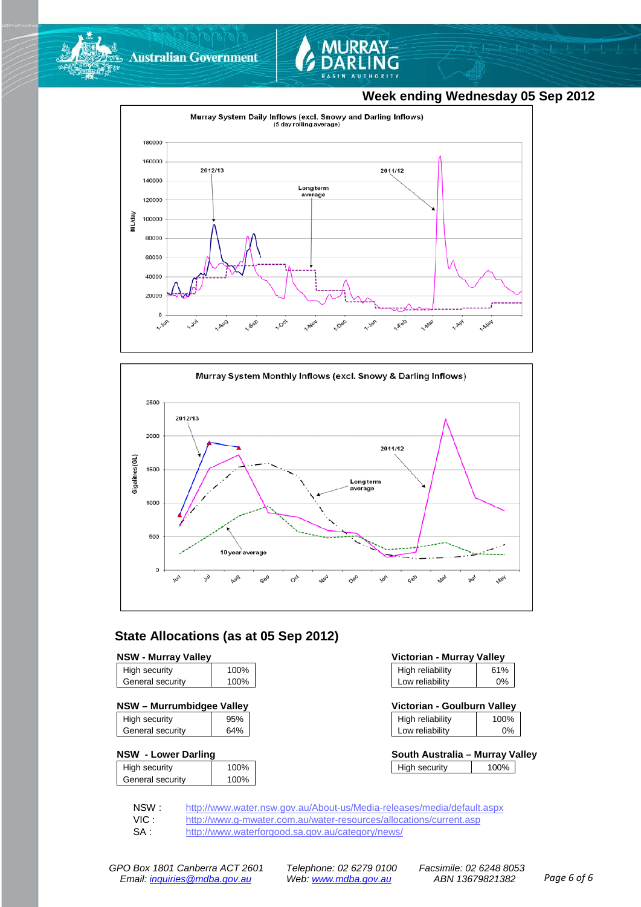Week ending Wednesday 05 Sep 2012

Murray System Daily Inflows (excl. Snowy and Darling Inflows)
(5 day rolling average)

180000
160000
140000
120000
100000
80000
60000
40000
20000
0

ML/day

2012/13
2011/12
Long term average

1-Jun
1-Jul
1-Aug
1-Sep
1-Oct
1-Nov
1-Dec
1-Jan
1-Feb
1-Mar
1-Apr
1-May

Murray System Monthly Inflows (excl. Snowy & Darling Inflows)

2500
2000
1500
1000
500
0

Gigalitres (GL)

2012/13
2011/12
Long term average
10 year average

Jun
Jul
Aug
Sep
Oct
Nov
Dec
Jan
Feb
Mar
Apr
May

## State Allocations (as at 05 Sep 2012)

**NSW - Murray Valley**

| | |
|---|---|
| High security | 100% |
| General security | 100% |

**NSW – Murrumbidgee Valley**

| | |
|---|---|
| High security | 95% |
| General security | 64% |

**NSW - Lower Darling**

| | |
|---|---|
| High security | 100% |
| General security | 100% |

**Victorian - Murray Valley**

| | |
|---|---|
| High reliability | 61% |
| Low reliability | 0% |

**Victorian - Goulburn Valley**

| | |
|---|---|
| High reliability | 100% |
| Low reliability | 0% |

**South Australia – Murray Valley**

| | |
|---|---|
| High security | 100% |

NSW : http://www.water.nsw.gov.au/About-us/Media-releases/media/default.aspx
VIC : http://www.g-mwater.com.au/water-resources/allocations/current.asp
SA : http://www.waterforgood.sa.gov.au/category/news/

*GPO Box 1801 Canberra ACT 2601*
*Email: inquiries@mdba.gov.au*
*Telephone: 02 6279 0100*
*Web: www.mdba.gov.au*
*Facsimile: 02 6248 8053*
*ABN 13679821382*